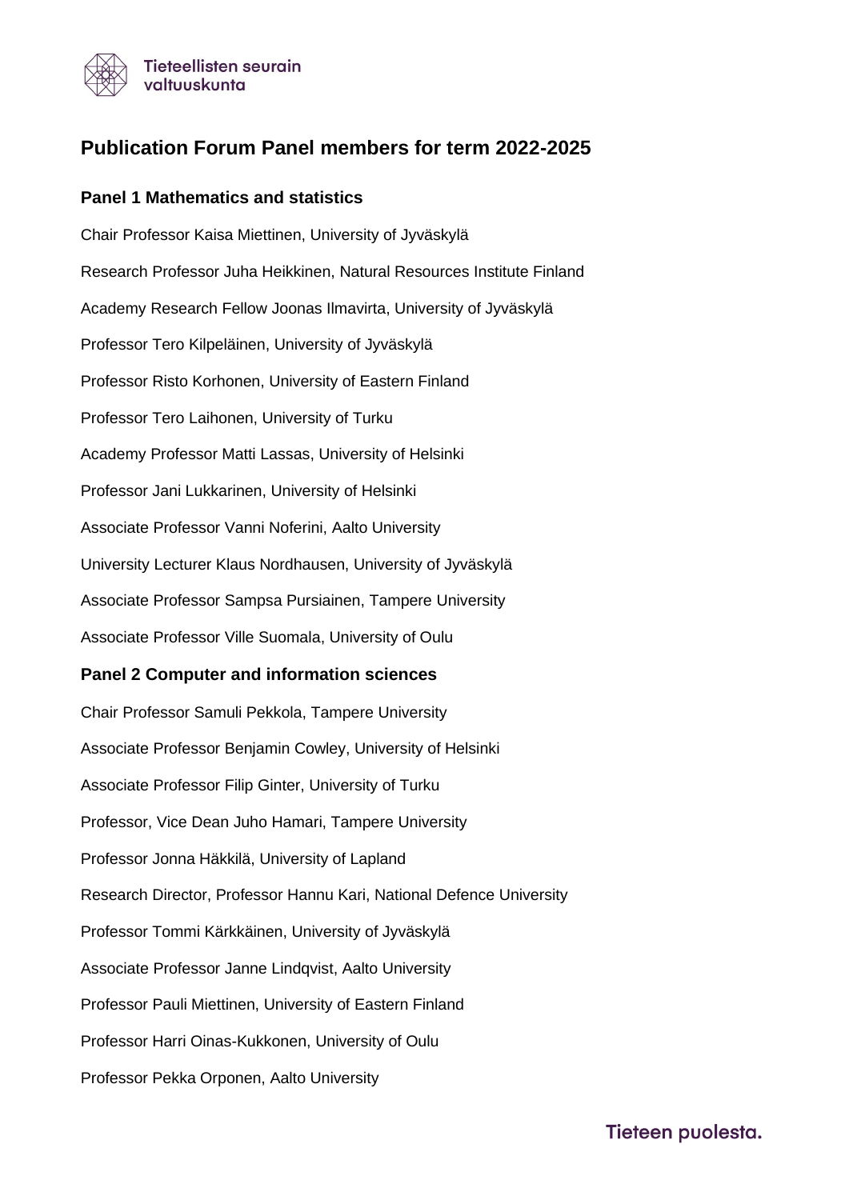# Publication Forum Panel members for term 2022-2025

## Panel 1 Mathematics and statistics

Chair Professor Kaisa Miettinen, University of Jyväskylä

Research Professor Juha Heikkinen, Natural Resources Institute Finland

Academy Research Fellow Joonas Ilmavirta, University of Jyväskylä

Professor Tero Kilpeläinen, University of Jyväskylä

Professor Risto Korhonen, University of Eastern Finland

Professor Tero Laihonen, University of Turku

Academy Professor Matti Lassas, University of Helsinki

Professor Jani Lukkarinen, University of Helsinki

Associate Professor Vanni Noferini, Aalto University

University Lecturer Klaus Nordhausen, University of Jyväskylä

Associate Professor Sampsa Pursiainen, Tampere University

Associate Professor Ville Suomala, University of Oulu

## Panel 2 Computer and information sciences

Chair Professor Samuli Pekkola, Tampere University

Associate Professor Benjamin Cowley, University of Helsinki

Associate Professor Filip Ginter, University of Turku

Professor, Vice Dean Juho Hamari, Tampere University

Professor Jonna Häkkilä, University of Lapland

Research Director, Professor Hannu Kari, National Defence University

Professor Tommi Kärkkäinen, University of Jyväskylä

Associate Professor Janne Lindqvist, Aalto University

Professor Pauli Miettinen, University of Eastern Finland

Professor Harri Oinas-Kukkonen, University of Oulu

Professor Pekka Orponen, Aalto University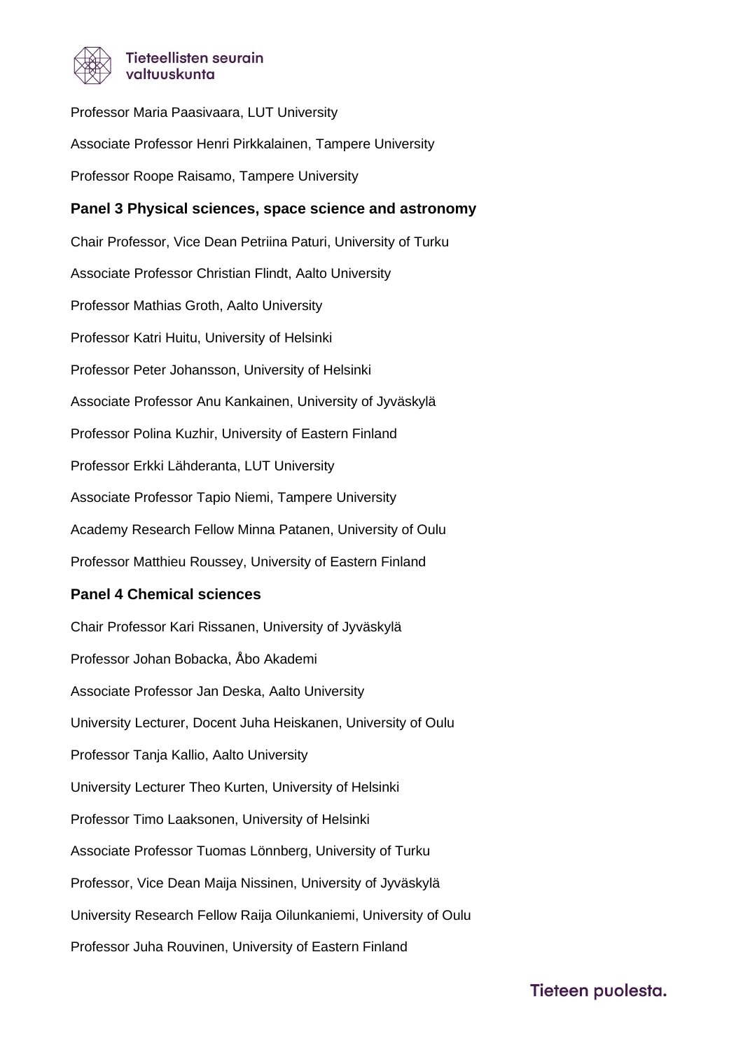Professor Maria Paasivaara, LUT University

Associate Professor Henri Pirkkalainen, Tampere University

Professor Roope Raisamo, Tampere University

**Panel 3 Physical sciences, space science and astronomy**

Chair Professor, Vice Dean Petriina Paturi, University of Turku

Associate Professor Christian Flindt, Aalto University

Professor Mathias Groth, Aalto University

Professor Katri Huitu, University of Helsinki

Professor Peter Johansson, University of Helsinki

Associate Professor Anu Kankainen, University of Jyväskylä

Professor Polina Kuzhir, University of Eastern Finland

Professor Erkki Lähderanta, LUT University

Associate Professor Tapio Niemi, Tampere University

Academy Research Fellow Minna Patanen, University of Oulu

Professor Matthieu Roussey, University of Eastern Finland

**Panel 4 Chemical sciences**

Chair Professor Kari Rissanen, University of Jyväskylä

Professor Johan Bobacka, Åbo Akademi

Associate Professor Jan Deska, Aalto University

University Lecturer, Docent Juha Heiskanen, University of Oulu

Professor Tanja Kallio, Aalto University

University Lecturer Theo Kurten, University of Helsinki

Professor Timo Laaksonen, University of Helsinki

Associate Professor Tuomas Lönnberg, University of Turku

Professor, Vice Dean Maija Nissinen, University of Jyväskylä

University Research Fellow Raija Oilunkaniemi, University of Oulu

Professor Juha Rouvinen, University of Eastern Finland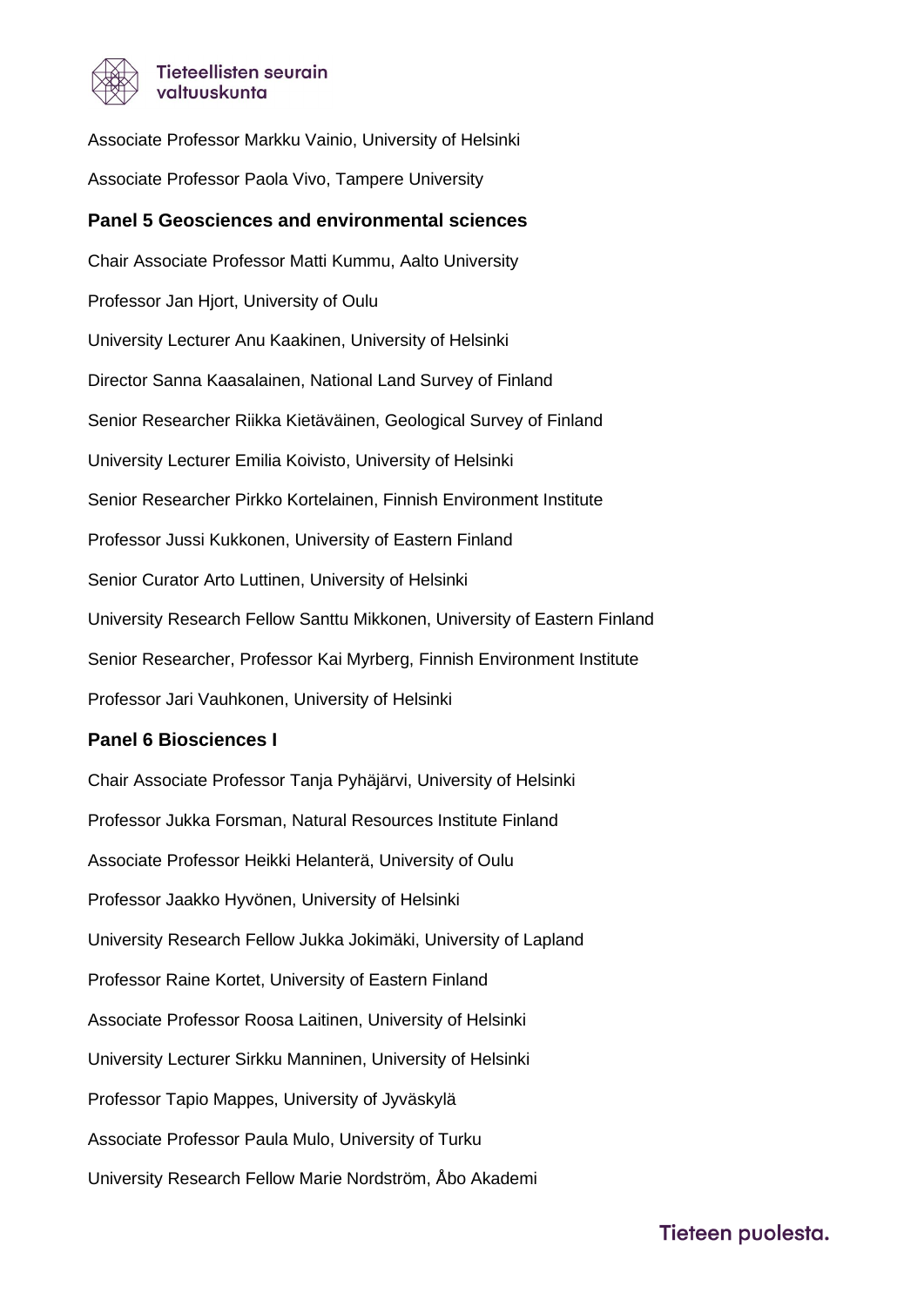Associate Professor Markku Vainio, University of Helsinki

Associate Professor Paola Vivo, Tampere University

**Panel 5 Geosciences and environmental sciences**

Chair Associate Professor Matti Kummu, Aalto University

Professor Jan Hjort, University of Oulu

University Lecturer Anu Kaakinen, University of Helsinki

Director Sanna Kaasalainen, National Land Survey of Finland

Senior Researcher Riikka Kietäväinen, Geological Survey of Finland

University Lecturer Emilia Koivisto, University of Helsinki

Senior Researcher Pirkko Kortelainen, Finnish Environment Institute

Professor Jussi Kukkonen, University of Eastern Finland

Senior Curator Arto Luttinen, University of Helsinki

University Research Fellow Santtu Mikkonen, University of Eastern Finland

Senior Researcher, Professor Kai Myrberg, Finnish Environment Institute

Professor Jari Vauhkonen, University of Helsinki

**Panel 6 Biosciences I**

Chair Associate Professor Tanja Pyhäjärvi, University of Helsinki

Professor Jukka Forsman, Natural Resources Institute Finland

Associate Professor Heikki Helanterä, University of Oulu

Professor Jaakko Hyvönen, University of Helsinki

University Research Fellow Jukka Jokimäki, University of Lapland

Professor Raine Kortet, University of Eastern Finland

Associate Professor Roosa Laitinen, University of Helsinki

University Lecturer Sirkku Manninen, University of Helsinki

Professor Tapio Mappes, University of Jyväskylä

Associate Professor Paula Mulo, University of Turku

University Research Fellow Marie Nordström, Åbo Akademi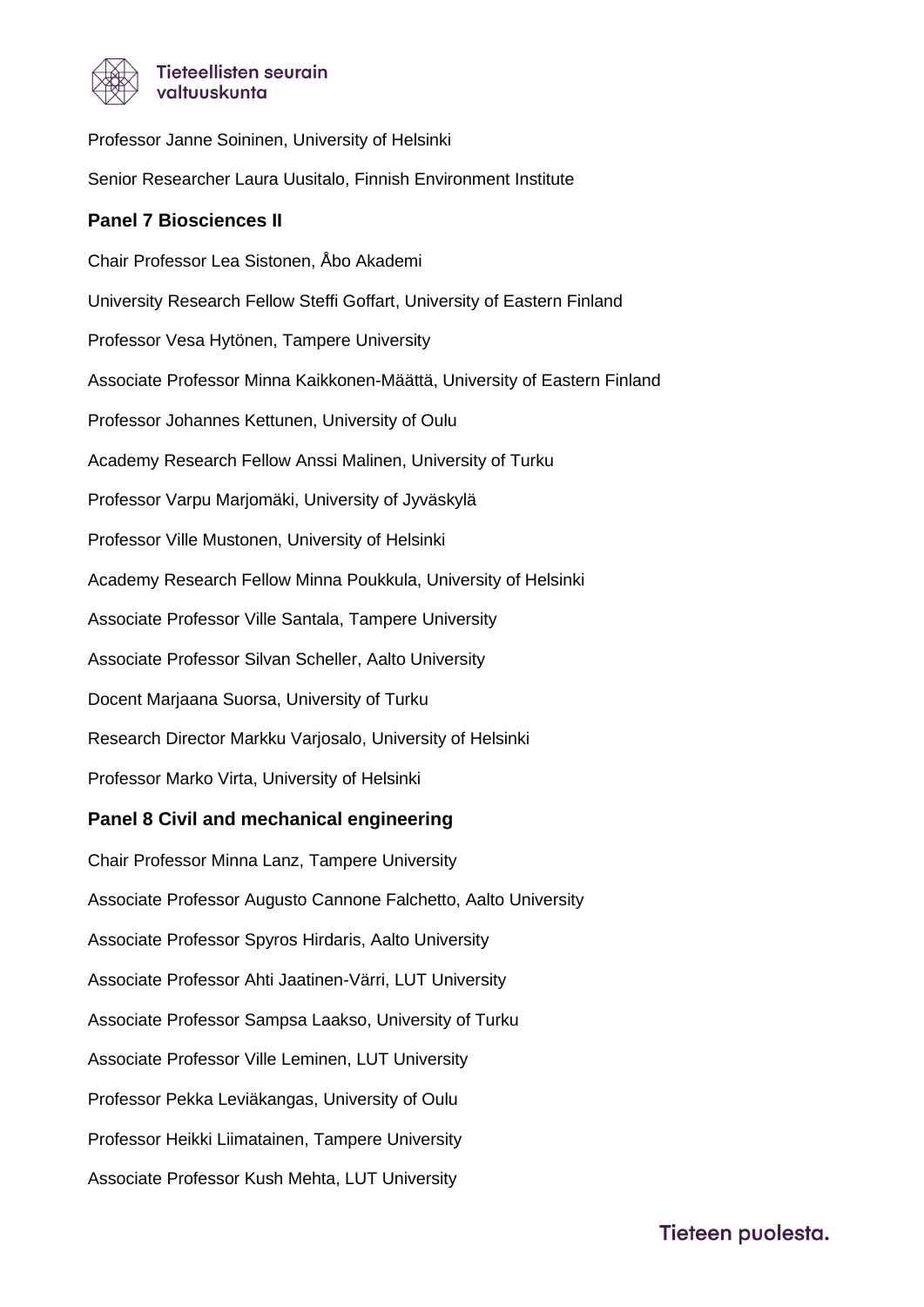Professor Janne Soininen, University of Helsinki

Senior Researcher Laura Uusitalo, Finnish Environment Institute

### Panel 7 Biosciences II

Chair Professor Lea Sistonen, Åbo Akademi

University Research Fellow Steffi Goffart, University of Eastern Finland

Professor Vesa Hytönen, Tampere University

Associate Professor Minna Kaikkonen-Määttä, University of Eastern Finland

Professor Johannes Kettunen, University of Oulu

Academy Research Fellow Anssi Malinen, University of Turku

Professor Varpu Marjomäki, University of Jyväskylä

Professor Ville Mustonen, University of Helsinki

Academy Research Fellow Minna Poukkula, University of Helsinki

Associate Professor Ville Santala, Tampere University

Associate Professor Silvan Scheller, Aalto University

Docent Marjaana Suorsa, University of Turku

Research Director Markku Varjosalo, University of Helsinki

Professor Marko Virta, University of Helsinki

### Panel 8 Civil and mechanical engineering

Chair Professor Minna Lanz, Tampere University

Associate Professor Augusto Cannone Falchetto, Aalto University

Associate Professor Spyros Hirdaris, Aalto University

Associate Professor Ahti Jaatinen-Värri, LUT University

Associate Professor Sampsa Laakso, University of Turku

Associate Professor Ville Leminen, LUT University

Professor Pekka Leviäkangas, University of Oulu

Professor Heikki Liimatainen, Tampere University

Associate Professor Kush Mehta, LUT University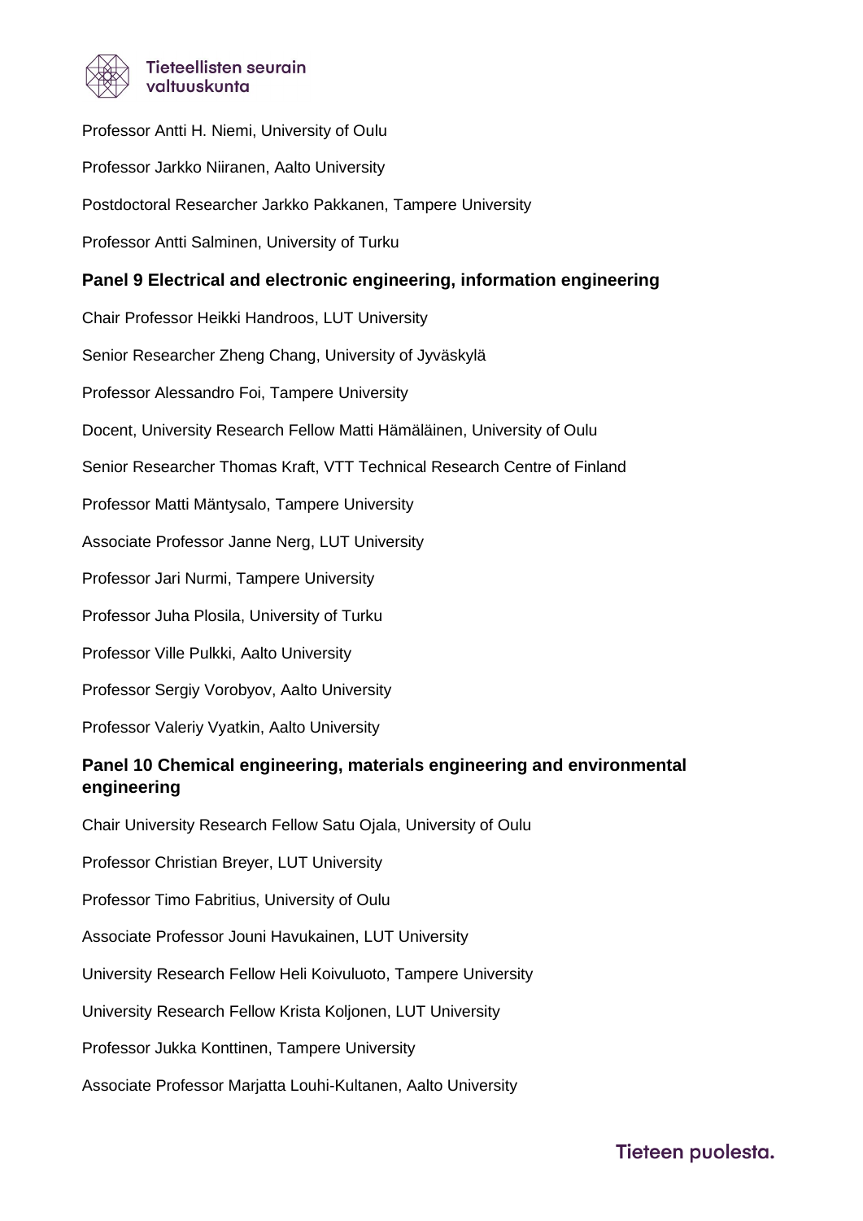Professor Antti H. Niemi, University of Oulu

Professor Jarkko Niiranen, Aalto University

Postdoctoral Researcher Jarkko Pakkanen, Tampere University

Professor Antti Salminen, University of Turku

### Panel 9 Electrical and electronic engineering, information engineering

Chair Professor Heikki Handroos, LUT University

Senior Researcher Zheng Chang, University of Jyväskylä

Professor Alessandro Foi, Tampere University

Docent, University Research Fellow Matti Hämäläinen, University of Oulu

Senior Researcher Thomas Kraft, VTT Technical Research Centre of Finland

Professor Matti Mäntysalo, Tampere University

Associate Professor Janne Nerg, LUT University

Professor Jari Nurmi, Tampere University

Professor Juha Plosila, University of Turku

Professor Ville Pulkki, Aalto University

Professor Sergiy Vorobyov, Aalto University

Professor Valeriy Vyatkin, Aalto University

### Panel 10 Chemical engineering, materials engineering and environmental engineering

Chair University Research Fellow Satu Ojala, University of Oulu

Professor Christian Breyer, LUT University

Professor Timo Fabritius, University of Oulu

Associate Professor Jouni Havukainen, LUT University

University Research Fellow Heli Koivuluoto, Tampere University

University Research Fellow Krista Koljonen, LUT University

Professor Jukka Konttinen, Tampere University

Associate Professor Marjatta Louhi-Kultanen, Aalto University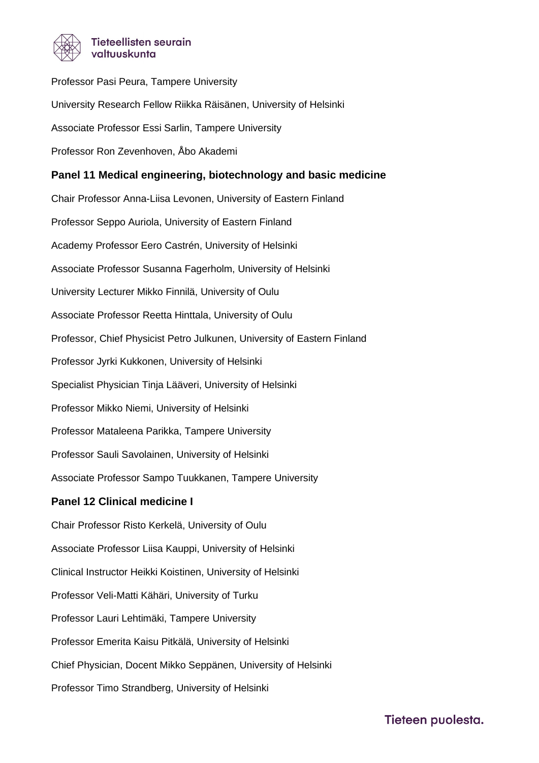Professor Pasi Peura, Tampere University

University Research Fellow Riikka Räisänen, University of Helsinki

Associate Professor Essi Sarlin, Tampere University

Professor Ron Zevenhoven, Åbo Akademi

**Panel 11 Medical engineering, biotechnology and basic medicine**

Chair Professor Anna-Liisa Levonen, University of Eastern Finland

Professor Seppo Auriola, University of Eastern Finland

Academy Professor Eero Castrén, University of Helsinki

Associate Professor Susanna Fagerholm, University of Helsinki

University Lecturer Mikko Finnilä, University of Oulu

Associate Professor Reetta Hinttala, University of Oulu

Professor, Chief Physicist Petro Julkunen, University of Eastern Finland

Professor Jyrki Kukkonen, University of Helsinki

Specialist Physician Tinja Lääveri, University of Helsinki

Professor Mikko Niemi, University of Helsinki

Professor Mataleena Parikka, Tampere University

Professor Sauli Savolainen, University of Helsinki

Associate Professor Sampo Tuukkanen, Tampere University

**Panel 12 Clinical medicine I**

Chair Professor Risto Kerkelä, University of Oulu

Associate Professor Liisa Kauppi, University of Helsinki

Clinical Instructor Heikki Koistinen, University of Helsinki

Professor Veli-Matti Kähäri, University of Turku

Professor Lauri Lehtimäki, Tampere University

Professor Emerita Kaisu Pitkälä, University of Helsinki

Chief Physician, Docent Mikko Seppänen, University of Helsinki

Professor Timo Strandberg, University of Helsinki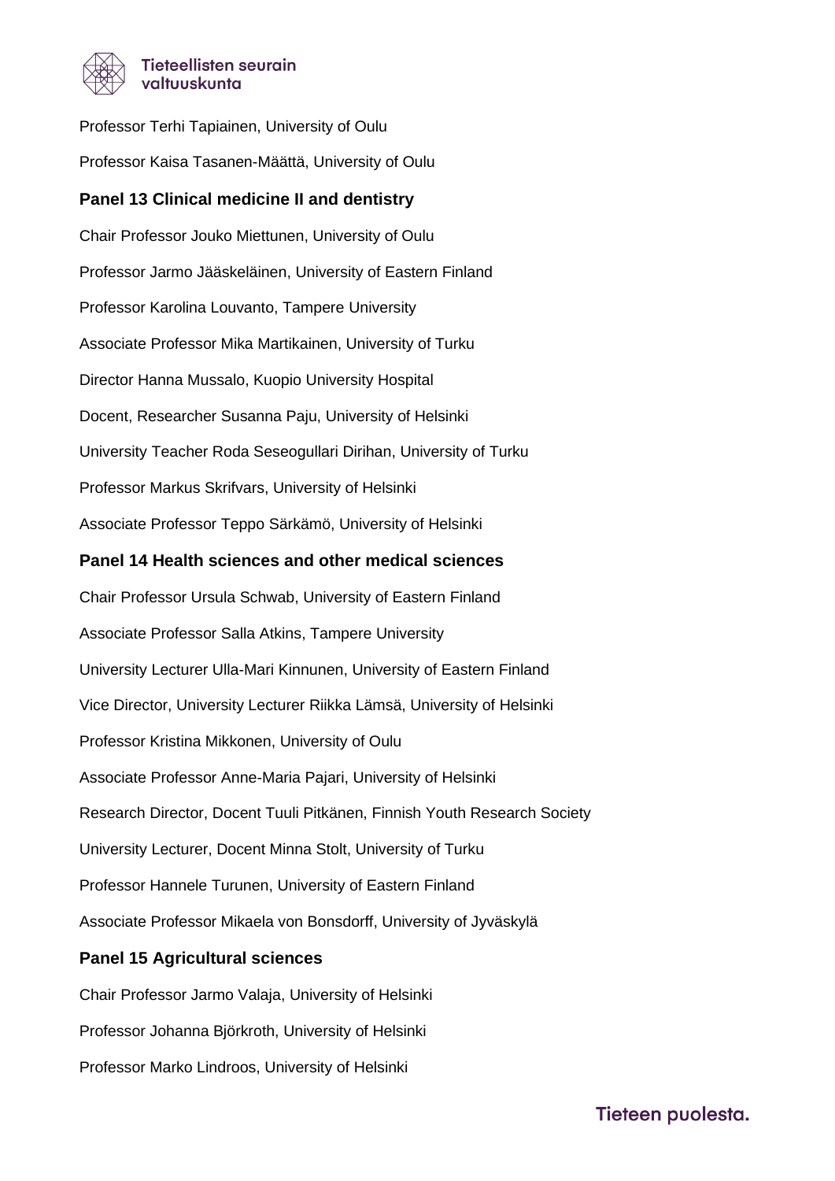Professor Terhi Tapiainen, University of Oulu

Professor Kaisa Tasanen-Määttä, University of Oulu

**Panel 13 Clinical medicine II and dentistry**

Chair Professor Jouko Miettunen, University of Oulu

Professor Jarmo Jääskeläinen, University of Eastern Finland

Professor Karolina Louvanto, Tampere University

Associate Professor Mika Martikainen, University of Turku

Director Hanna Mussalo, Kuopio University Hospital

Docent, Researcher Susanna Paju, University of Helsinki

University Teacher Roda Seseogullari Dirihan, University of Turku

Professor Markus Skrifvars, University of Helsinki

Associate Professor Teppo Särkämö, University of Helsinki

**Panel 14 Health sciences and other medical sciences**

Chair Professor Ursula Schwab, University of Eastern Finland

Associate Professor Salla Atkins, Tampere University

University Lecturer Ulla-Mari Kinnunen, University of Eastern Finland

Vice Director, University Lecturer Riikka Lämsä, University of Helsinki

Professor Kristina Mikkonen, University of Oulu

Associate Professor Anne-Maria Pajari, University of Helsinki

Research Director, Docent Tuuli Pitkänen, Finnish Youth Research Society

University Lecturer, Docent Minna Stolt, University of Turku

Professor Hannele Turunen, University of Eastern Finland

Associate Professor Mikaela von Bonsdorff, University of Jyväskylä

**Panel 15 Agricultural sciences**

Chair Professor Jarmo Valaja, University of Helsinki

Professor Johanna Björkroth, University of Helsinki

Professor Marko Lindroos, University of Helsinki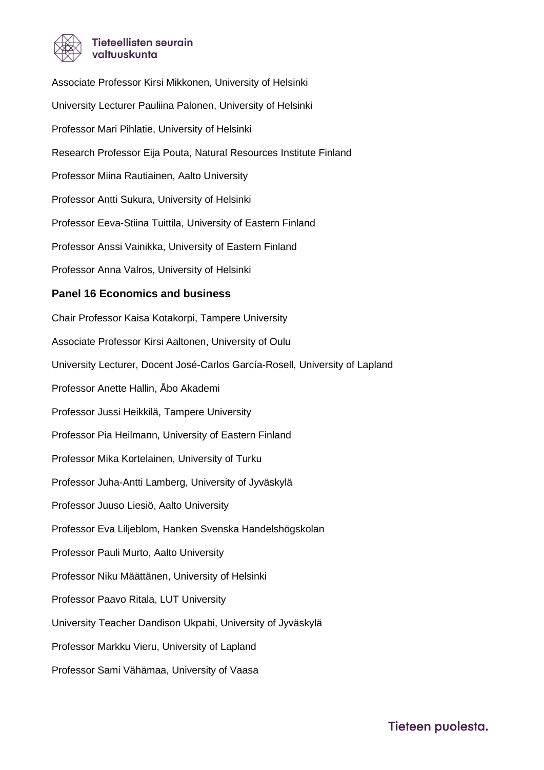Associate Professor Kirsi Mikkonen, University of Helsinki

University Lecturer Pauliina Palonen, University of Helsinki

Professor Mari Pihlatie, University of Helsinki

Research Professor Eija Pouta, Natural Resources Institute Finland

Professor Miina Rautiainen, Aalto University

Professor Antti Sukura, University of Helsinki

Professor Eeva-Stiina Tuittila, University of Eastern Finland

Professor Anssi Vainikka, University of Eastern Finland

Professor Anna Valros, University of Helsinki

### Panel 16 Economics and business

Chair Professor Kaisa Kotakorpi, Tampere University

Associate Professor Kirsi Aaltonen, University of Oulu

University Lecturer, Docent José-Carlos García-Rosell, University of Lapland

Professor Anette Hallin, Åbo Akademi

Professor Jussi Heikkilä, Tampere University

Professor Pia Heilmann, University of Eastern Finland

Professor Mika Kortelainen, University of Turku

Professor Juha-Antti Lamberg, University of Jyväskylä

Professor Juuso Liesiö, Aalto University

Professor Eva Liljeblom, Hanken Svenska Handelshögskolan

Professor Pauli Murto, Aalto University

Professor Niku Määttänen, University of Helsinki

Professor Paavo Ritala, LUT University

University Teacher Dandison Ukpabi, University of Jyväskylä

Professor Markku Vieru, University of Lapland

Professor Sami Vähämaa, University of Vaasa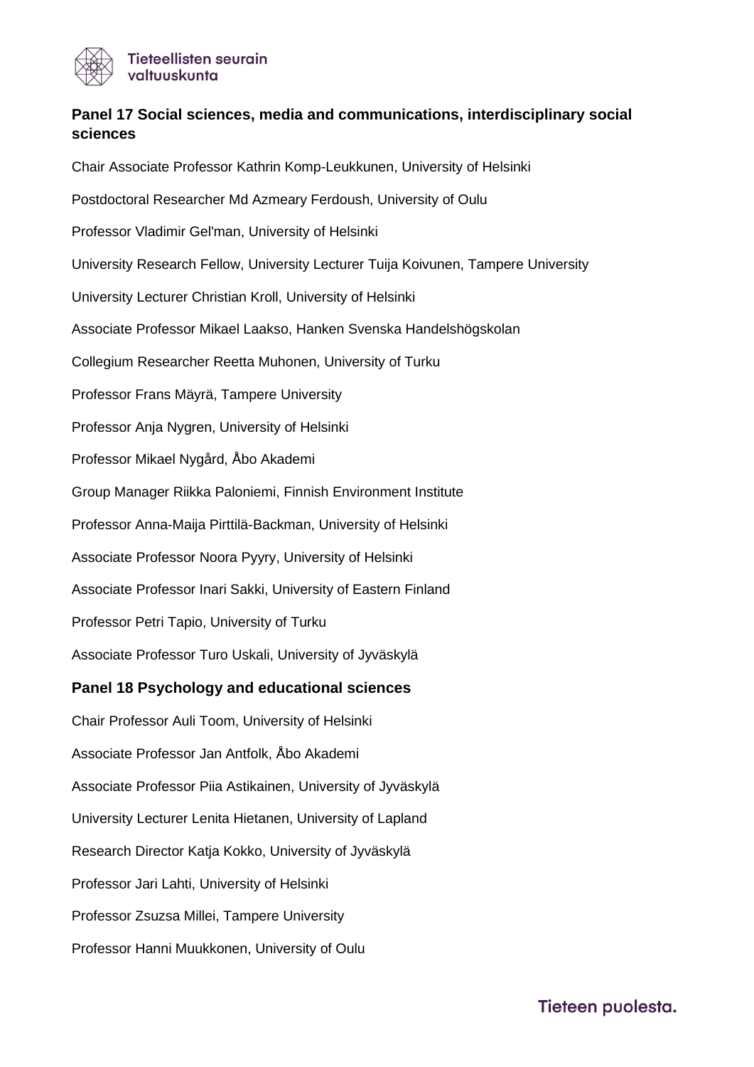## Panel 17 Social sciences, media and communications, interdisciplinary social sciences

Chair Associate Professor Kathrin Komp-Leukkunen, University of Helsinki

Postdoctoral Researcher Md Azmeary Ferdoush, University of Oulu

Professor Vladimir Gel'man, University of Helsinki

University Research Fellow, University Lecturer Tuija Koivunen, Tampere University

University Lecturer Christian Kroll, University of Helsinki

Associate Professor Mikael Laakso, Hanken Svenska Handelshögskolan

Collegium Researcher Reetta Muhonen, University of Turku

Professor Frans Mäyrä, Tampere University

Professor Anja Nygren, University of Helsinki

Professor Mikael Nygård, Åbo Akademi

Group Manager Riikka Paloniemi, Finnish Environment Institute

Professor Anna-Maija Pirttilä-Backman, University of Helsinki

Associate Professor Noora Pyyry, University of Helsinki

Associate Professor Inari Sakki, University of Eastern Finland

Professor Petri Tapio, University of Turku

Associate Professor Turo Uskali, University of Jyväskylä

## Panel 18 Psychology and educational sciences

Chair Professor Auli Toom, University of Helsinki

Associate Professor Jan Antfolk, Åbo Akademi

Associate Professor Piia Astikainen, University of Jyväskylä

University Lecturer Lenita Hietanen, University of Lapland

Research Director Katja Kokko, University of Jyväskylä

Professor Jari Lahti, University of Helsinki

Professor Zsuzsa Millei, Tampere University

Professor Hanni Muukkonen, University of Oulu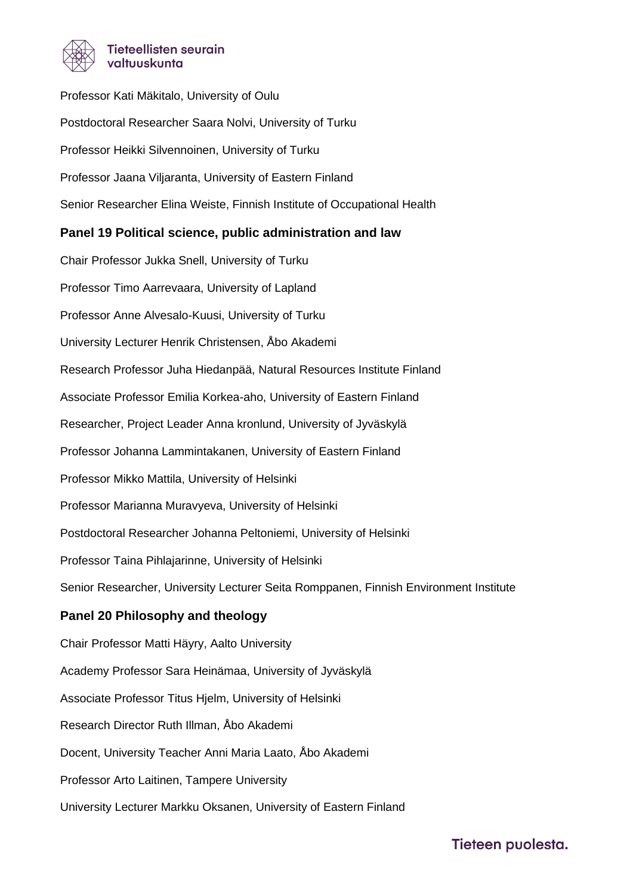Professor Kati Mäkitalo, University of Oulu

Postdoctoral Researcher Saara Nolvi, University of Turku

Professor Heikki Silvennoinen, University of Turku

Professor Jaana Viljaranta, University of Eastern Finland

Senior Researcher Elina Weiste, Finnish Institute of Occupational Health

**Panel 19 Political science, public administration and law**

Chair Professor Jukka Snell, University of Turku

Professor Timo Aarrevaara, University of Lapland

Professor Anne Alvesalo-Kuusi, University of Turku

University Lecturer Henrik Christensen, Åbo Akademi

Research Professor Juha Hiedanpää, Natural Resources Institute Finland

Associate Professor Emilia Korkea-aho, University of Eastern Finland

Researcher, Project Leader Anna kronlund, University of Jyväskylä

Professor Johanna Lammintakanen, University of Eastern Finland

Professor Mikko Mattila, University of Helsinki

Professor Marianna Muravyeva, University of Helsinki

Postdoctoral Researcher Johanna Peltoniemi, University of Helsinki

Professor Taina Pihlajarinne, University of Helsinki

Senior Researcher, University Lecturer Seita Romppanen, Finnish Environment Institute

**Panel 20 Philosophy and theology**

Chair Professor Matti Häyry, Aalto University

Academy Professor Sara Heinämaa, University of Jyväskylä

Associate Professor Titus Hjelm, University of Helsinki

Research Director Ruth Illman, Åbo Akademi

Docent, University Teacher Anni Maria Laato, Åbo Akademi

Professor Arto Laitinen, Tampere University

University Lecturer Markku Oksanen, University of Eastern Finland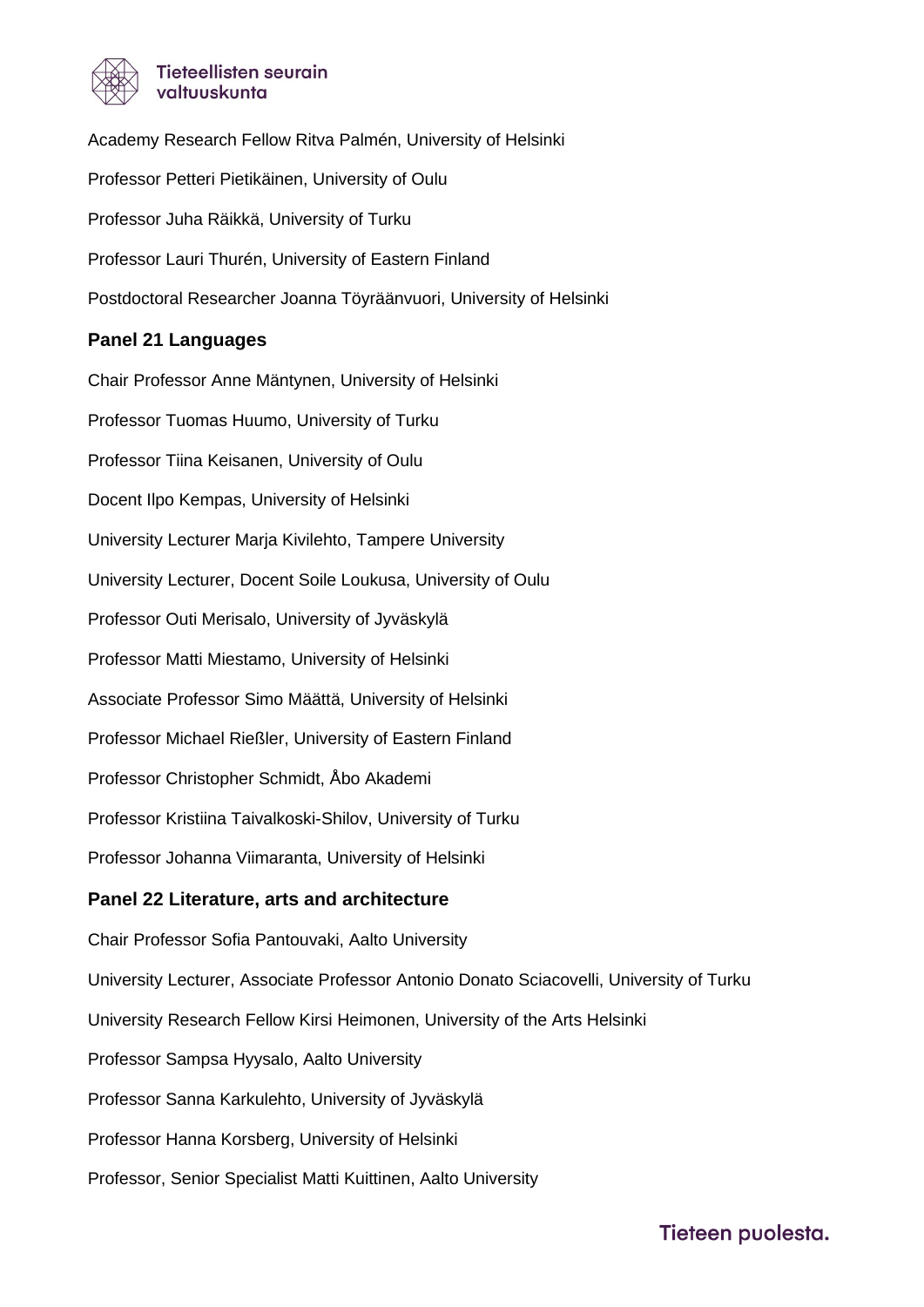Academy Research Fellow Ritva Palmén, University of Helsinki

Professor Petteri Pietikäinen, University of Oulu

Professor Juha Räikkä, University of Turku

Professor Lauri Thurén, University of Eastern Finland

Postdoctoral Researcher Joanna Töyräänvuori, University of Helsinki

**Panel 21 Languages**

Chair Professor Anne Mäntynen, University of Helsinki

Professor Tuomas Huumo, University of Turku

Professor Tiina Keisanen, University of Oulu

Docent Ilpo Kempas, University of Helsinki

University Lecturer Marja Kivilehto, Tampere University

University Lecturer, Docent Soile Loukusa, University of Oulu

Professor Outi Merisalo, University of Jyväskylä

Professor Matti Miestamo, University of Helsinki

Associate Professor Simo Määttä, University of Helsinki

Professor Michael Rießler, University of Eastern Finland

Professor Christopher Schmidt, Åbo Akademi

Professor Kristiina Taivalkoski-Shilov, University of Turku

Professor Johanna Viimaranta, University of Helsinki

**Panel 22 Literature, arts and architecture**

Chair Professor Sofia Pantouvaki, Aalto University

University Lecturer, Associate Professor Antonio Donato Sciacovelli, University of Turku

University Research Fellow Kirsi Heimonen, University of the Arts Helsinki

Professor Sampsa Hyysalo, Aalto University

Professor Sanna Karkulehto, University of Jyväskylä

Professor Hanna Korsberg, University of Helsinki

Professor, Senior Specialist Matti Kuittinen, Aalto University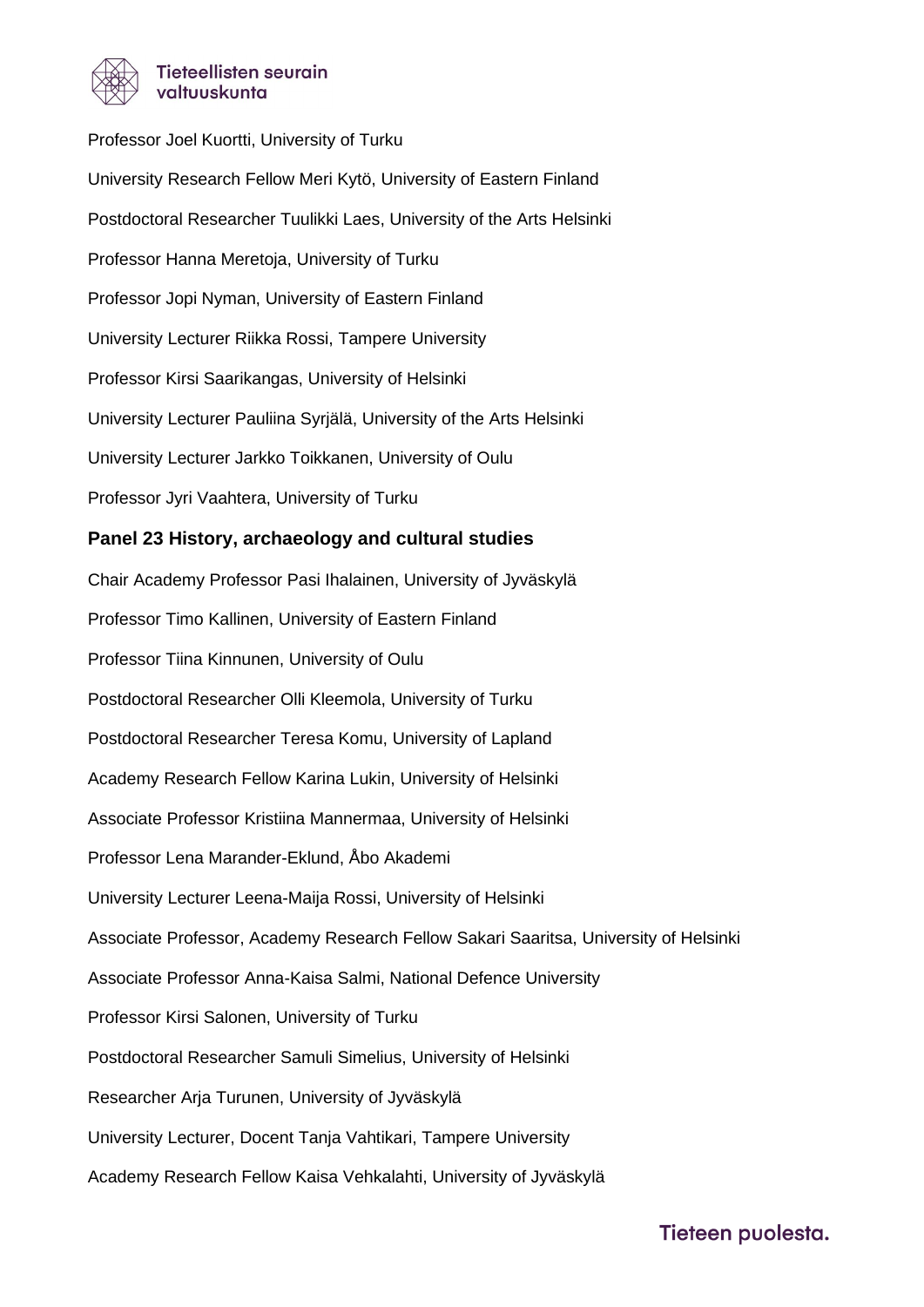Professor Joel Kuortti, University of Turku

University Research Fellow Meri Kytö, University of Eastern Finland

Postdoctoral Researcher Tuulikki Laes, University of the Arts Helsinki

Professor Hanna Meretoja, University of Turku

Professor Jopi Nyman, University of Eastern Finland

University Lecturer Riikka Rossi, Tampere University

Professor Kirsi Saarikangas, University of Helsinki

University Lecturer Pauliina Syrjälä, University of the Arts Helsinki

University Lecturer Jarkko Toikkanen, University of Oulu

Professor Jyri Vaahtera, University of Turku

### Panel 23 History, archaeology and cultural studies

Chair Academy Professor Pasi Ihalainen, University of Jyväskylä

Professor Timo Kallinen, University of Eastern Finland

Professor Tiina Kinnunen, University of Oulu

Postdoctoral Researcher Olli Kleemola, University of Turku

Postdoctoral Researcher Teresa Komu, University of Lapland

Academy Research Fellow Karina Lukin, University of Helsinki

Associate Professor Kristiina Mannermaa, University of Helsinki

Professor Lena Marander-Eklund, Åbo Akademi

University Lecturer Leena-Maija Rossi, University of Helsinki

Associate Professor, Academy Research Fellow Sakari Saaritsa, University of Helsinki

Associate Professor Anna-Kaisa Salmi, National Defence University

Professor Kirsi Salonen, University of Turku

Postdoctoral Researcher Samuli Simelius, University of Helsinki

Researcher Arja Turunen, University of Jyväskylä

University Lecturer, Docent Tanja Vahtikari, Tampere University

Academy Research Fellow Kaisa Vehkalahti, University of Jyväskylä